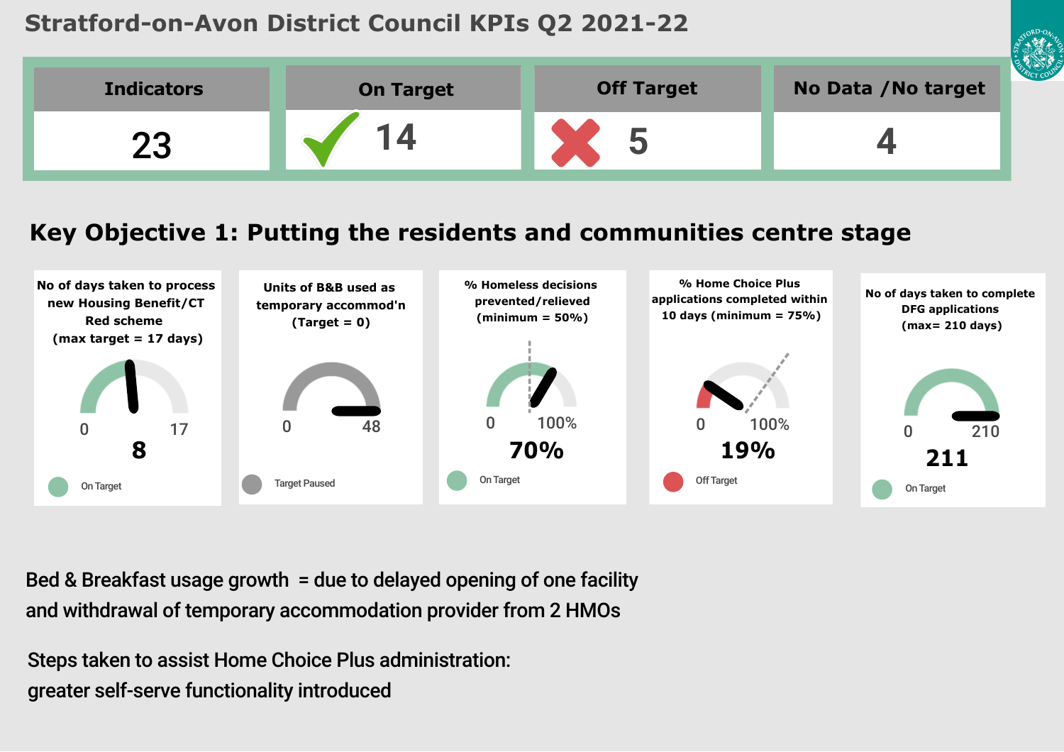# Stratford-on-Avon District Council KPIs Q2 2021-22

| Indicators | On Target | Off Target | No Data /No target |
| --- | --- | --- | --- |
| 23 | 14 | 5 | 4 |

## Key Objective 1: Putting the residents and communities centre stage

| Indicator | Range | Value | Status |
| --- | --- | --- | --- |
| No of days taken to process new Housing Benefit/CT Red scheme (max target = 17 days) | 0 – 17 | 8 | On Target |
| Units of B&B used as temporary accommod'n (Target = 0) | 0 – 48 | | Target Paused |
| % Homeless decisions prevented/relieved (minimum = 50%) | 0 – 100% | 70% | On Target |
| % Home Choice Plus applications completed within 10 days (minimum = 75%) | 0 – 100% | 19% | Off Target |
| No of days taken to complete DFG applications (max= 210 days) | 0 – 210 | 211 | On Target |

Bed & Breakfast usage growth = due to delayed opening of one facility and withdrawal of temporary accommodation provider from 2 HMOs

Steps taken to assist Home Choice Plus administration: greater self-serve functionality introduced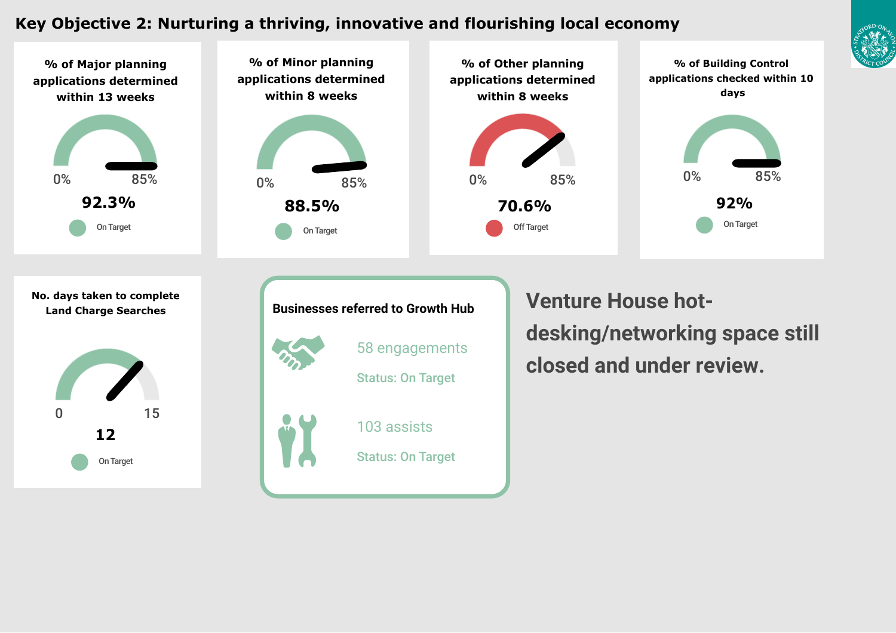# Key Objective 2: Nurturing a thriving, innovative and flourishing local economy

### % of Major planning applications determined within 13 weeks

0% 85%

**92.3%**

On Target

### % of Minor planning applications determined within 8 weeks

0% 85%

**88.5%**

On Target

### % of Other planning applications determined within 8 weeks

0% 85%

**70.6%**

Off Target

### % of Building Control applications checked within 10 days

0% 85%

**92%**

On Target

### No. days taken to complete Land Charge Searches

0 15

**12**

On Target

### Businesses referred to Growth Hub

58 engagements

Status: On Target

103 assists

Status: On Target

**Venture House hot-desking/networking space still closed and under review.**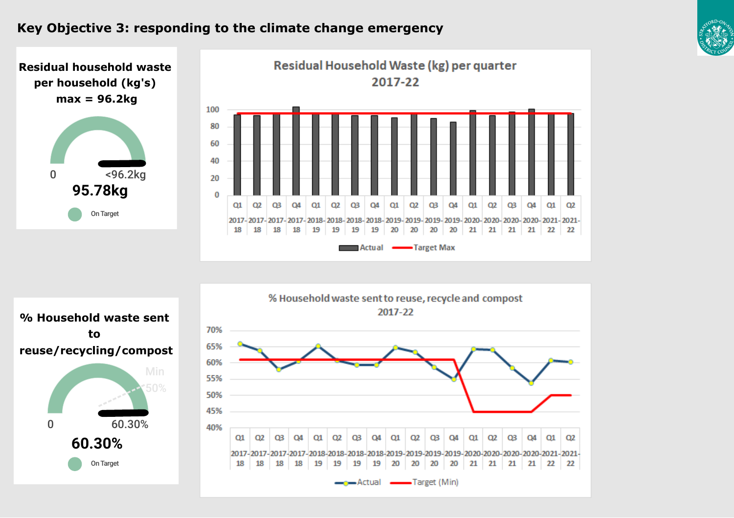# Key Objective 3: responding to the climate change emergency

**Residual household waste per household (kg's) max = 96.2kg**

0

<96.2kg

**95.78kg**

On Target

**Residual Household Waste (kg) per quarter 2017-22**

Actual — Target Max

**% Household waste sent to reuse/recycling/compost**

Min

50%

0

60.30%

**60.30%**

On Target

**% Household waste sent to reuse, recycle and compost 2017-22**

Actual — Target (Min)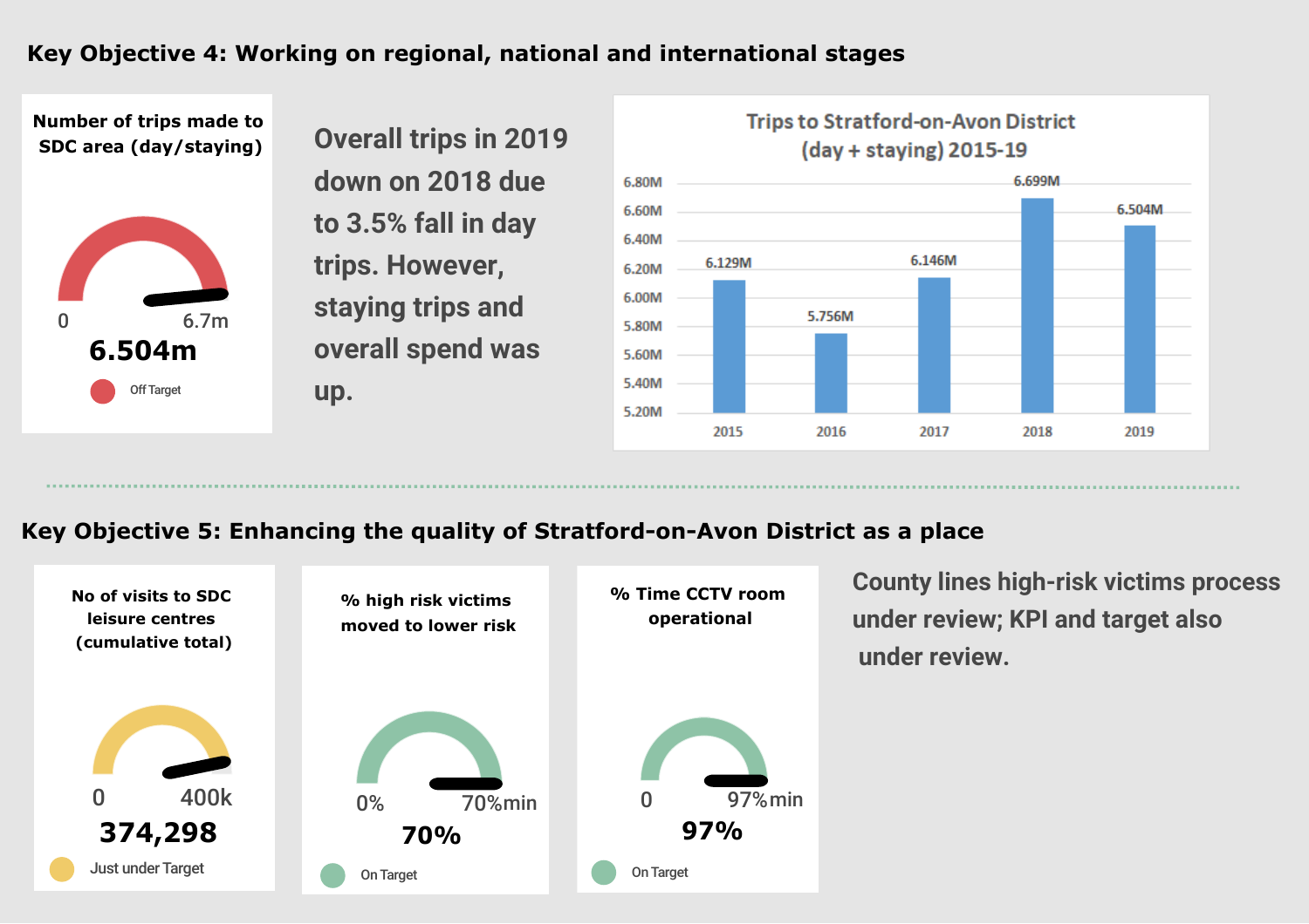## Key Objective 4: Working on regional, national and international stages

**Number of trips made to SDC area (day/staying)**

0 — 6.7m

**6.504m**

Off Target

Overall trips in 2019 down on 2018 due to 3.5% fall in day trips. However, staying trips and overall spend was up.

**Trips to Stratford-on-Avon District (day + staying) 2015-19**

| Year | Trips |
|---|---|
| 2015 | 6.129M |
| 2016 | 5.756M |
| 2017 | 6.146M |
| 2018 | 6.699M |
| 2019 | 6.504M |

## Key Objective 5: Enhancing the quality of Stratford-on-Avon District as a place

**No of visits to SDC leisure centres (cumulative total)**

0 — 400k

**374,298**

Just under Target

**% high risk victims moved to lower risk**

0% — 70%min

**70%**

On Target

**% Time CCTV room operational**

0 — 97%min

**97%**

On Target

County lines high-risk victims process under review; KPI and target also under review.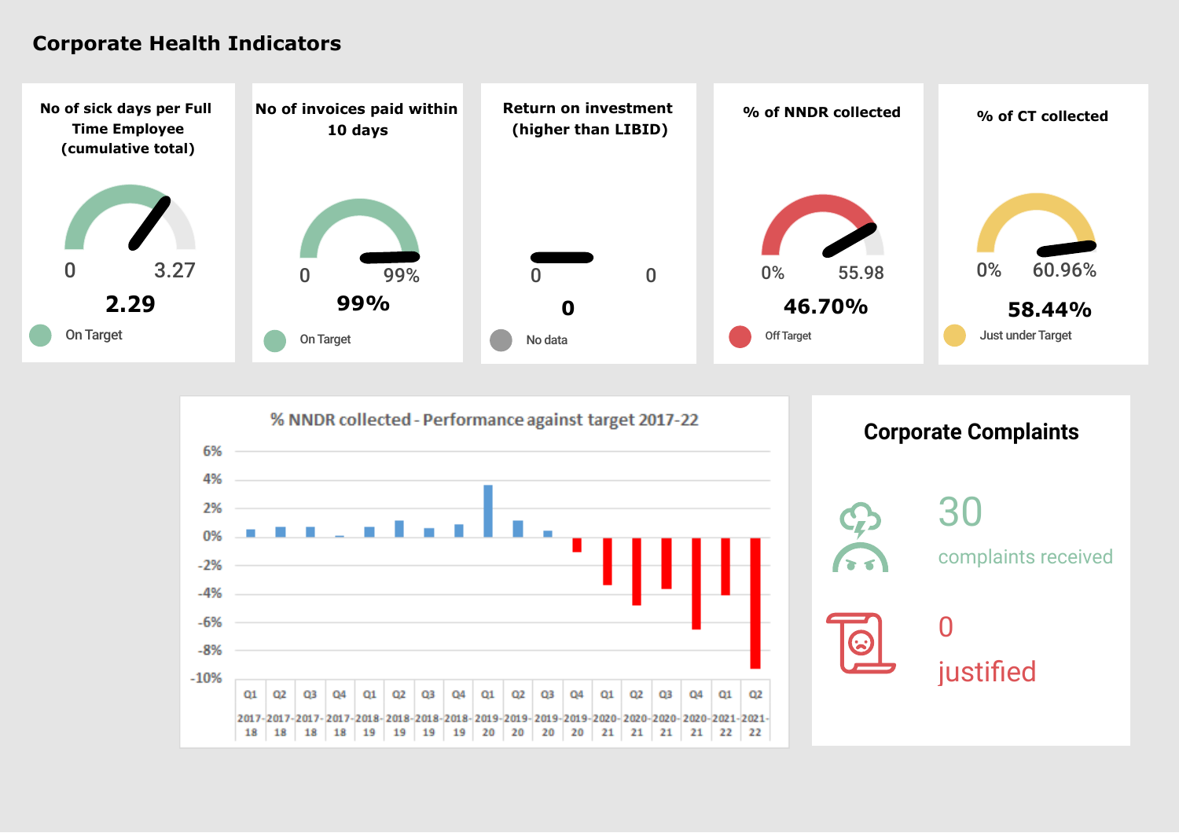## Corporate Health Indicators

### No of sick days per Full Time Employee (cumulative total)

0 3.27

**2.29**

On Target

### No of invoices paid within 10 days

0 99%

**99%**

On Target

### Return on investment (higher than LIBID)

0 0

**0**

No data

### % of NNDR collected

0% 55.98

**46.70%**

Off Target

### % of CT collected

0% 60.96%

**58.44%**

Just under Target

### % NNDR collected - Performance against target 2017-22

6%
4%
2%
0%
-2%
-4%
-6%
-8%
-10%

Q1 2017-18, Q2 2017-18, Q3 2017-18, Q4 2017-18, Q1 2018-19, Q2 2018-19, Q3 2018-19, Q4 2018-19, Q1 2019-20, Q2 2019-20, Q3 2019-20, Q4 2019-20, Q1 2020-21, Q2 2020-21, Q3 2020-21, Q4 2020-21, Q1 2021-22, Q2 2021-22

### Corporate Complaints

30
complaints received

0
justified